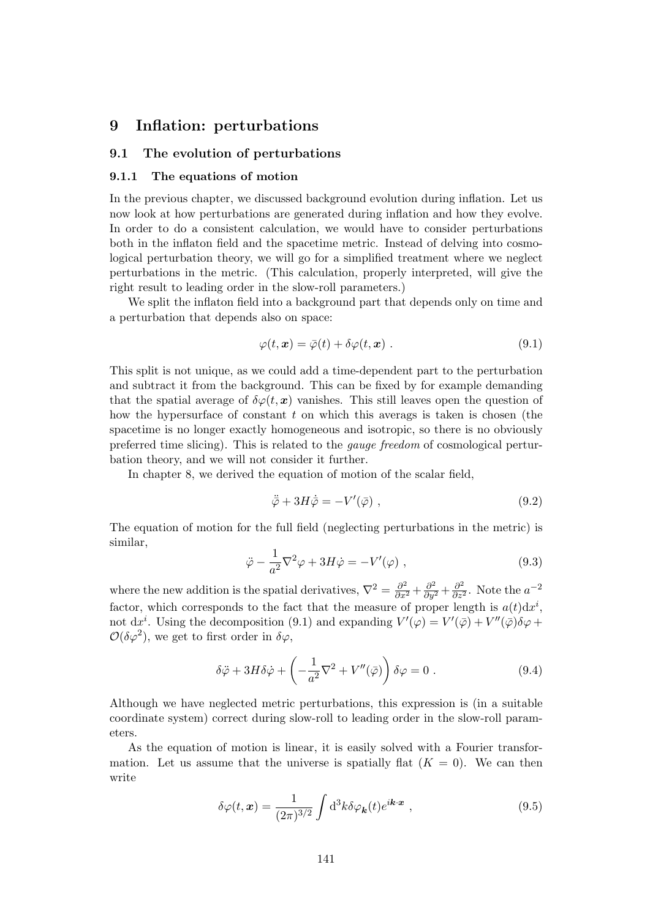# 9 Inflation: perturbations

## 9.1 The evolution of perturbations

### 9.1.1 The equations of motion

In the previous chapter, we discussed background evolution during inflation. Let us now look at how perturbations are generated during inflation and how they evolve. In order to do a consistent calculation, we would have to consider perturbations both in the inflaton field and the spacetime metric. Instead of delving into cosmological perturbation theory, we will go for a simplified treatment where we neglect perturbations in the metric. (This calculation, properly interpreted, will give the right result to leading order in the slow-roll parameters.)

We split the inflaton field into a background part that depends only on time and a perturbation that depends also on space:

$$\varphi(t, \boldsymbol{x}) = \bar{\varphi}(t) + \delta\varphi(t, \boldsymbol{x}) \ . \tag{9.1}$$

This split is not unique, as we could add a time-dependent part to the perturbation and subtract it from the background. This can be fixed by for example demanding that the spatial average of $\delta\varphi(t, \boldsymbol{x})$ vanishes. This still leaves open the question of how the hypersurface of constant $t$ on which this averags is taken is chosen (the spacetime is no longer exactly homogeneous and isotropic, so there is no obviously preferred time slicing). This is related to the *gauge freedom* of cosmological perturbation theory, and we will not consider it further.

In chapter 8, we derived the equation of motion of the scalar field,

$$\ddot{\bar{\varphi}} + 3H\dot{\bar{\varphi}} = -V'(\bar{\varphi}) \ , \tag{9.2}$$

The equation of motion for the full field (neglecting perturbations in the metric) is similar,

$$\ddot{\varphi} - \frac{1}{a^2}\nabla^2\varphi + 3H\dot{\varphi} = -V'(\varphi) \ , \tag{9.3}$$

where the new addition is the spatial derivatives, $\nabla^2 = \frac{\partial^2}{\partial x^2} + \frac{\partial^2}{\partial y^2} + \frac{\partial^2}{\partial z^2}$. Note the $a^{-2}$ factor, which corresponds to the fact that the measure of proper length is $a(t)\mathrm{d}x^i$, not $\mathrm{d}x^i$. Using the decomposition (9.1) and expanding $V'(\varphi) = V'(\bar{\varphi}) + V''(\bar{\varphi})\delta\varphi + \mathcal{O}(\delta\varphi^2)$, we get to first order in $\delta\varphi$,

$$\delta\ddot{\varphi} + 3H\delta\dot{\varphi} + \left(-\frac{1}{a^2}\nabla^2 + V''(\bar{\varphi})\right)\delta\varphi = 0 \ . \tag{9.4}$$

Although we have neglected metric perturbations, this expression is (in a suitable coordinate system) correct during slow-roll to leading order in the slow-roll parameters.

As the equation of motion is linear, it is easily solved with a Fourier transformation. Let us assume that the universe is spatially flat ($K = 0$). We can then write

$$\delta\varphi(t, \boldsymbol{x}) = \frac{1}{(2\pi)^{3/2}} \int \mathrm{d}^3k \delta\varphi_{\boldsymbol{k}}(t) e^{i\boldsymbol{k}\cdot\boldsymbol{x}} \ , \tag{9.5}$$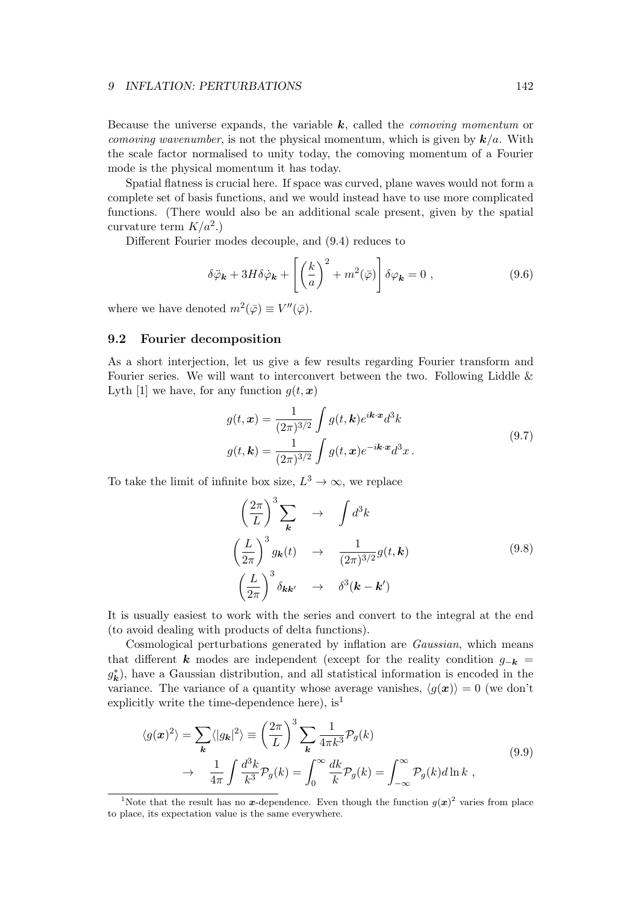Because the universe expands, the variable $\boldsymbol{k}$, called the *comoving momentum* or *comoving wavenumber*, is not the physical momentum, which is given by $\boldsymbol{k}/a$. With the scale factor normalised to unity today, the comoving momentum of a Fourier mode is the physical momentum it has today.

Spatial flatness is crucial here. If space was curved, plane waves would not form a complete set of basis functions, and we would instead have to use more complicated functions. (There would also be an additional scale present, given by the spatial curvature term $K/a^2$.)

Different Fourier modes decouple, and (9.4) reduces to

$$\delta\ddot{\varphi}_{\boldsymbol{k}} + 3H\delta\dot{\varphi}_{\boldsymbol{k}} + \left[\left(\frac{k}{a}\right)^2 + m^2(\bar{\varphi})\right]\delta\varphi_{\boldsymbol{k}} = 0 \,, \tag{9.6}$$

where we have denoted $m^2(\bar{\varphi}) \equiv V''(\bar{\varphi})$.

## 9.2 Fourier decomposition

As a short interjection, let us give a few results regarding Fourier transform and Fourier series. We will want to interconvert between the two. Following Liddle & Lyth [1] we have, for any function $g(t, \boldsymbol{x})$

$$\begin{aligned} g(t,\boldsymbol{x}) &= \frac{1}{(2\pi)^{3/2}} \int g(t,\boldsymbol{k}) e^{i\boldsymbol{k}\cdot\boldsymbol{x}} d^3k \\ g(t,\boldsymbol{k}) &= \frac{1}{(2\pi)^{3/2}} \int g(t,\boldsymbol{x}) e^{-i\boldsymbol{k}\cdot\boldsymbol{x}} d^3x \,. \end{aligned} \tag{9.7}$$

To take the limit of infinite box size, $L^3 \to \infty$, we replace

$$\begin{aligned} \left(\frac{2\pi}{L}\right)^3 \sum_{\boldsymbol{k}} \quad &\to \quad \int d^3k \\ \left(\frac{L}{2\pi}\right)^3 g_{\boldsymbol{k}}(t) \quad &\to \quad \frac{1}{(2\pi)^{3/2}} g(t,\boldsymbol{k}) \\ \left(\frac{L}{2\pi}\right)^3 \delta_{\boldsymbol{k}\boldsymbol{k}'} \quad &\to \quad \delta^3(\boldsymbol{k}-\boldsymbol{k}') \end{aligned} \tag{9.8}$$

It is usually easiest to work with the series and convert to the integral at the end (to avoid dealing with products of delta functions).

Cosmological perturbations generated by inflation are *Gaussian*, which means that different $\boldsymbol{k}$ modes are independent (except for the reality condition $g_{-\boldsymbol{k}} = g_{\boldsymbol{k}}^*$), have a Gaussian distribution, and all statistical information is encoded in the variance. The variance of a quantity whose average vanishes, $\langle g(\boldsymbol{x})\rangle = 0$ (we don't explicitly write the time-dependence here), is[1]

$$\begin{aligned} \langle g(\boldsymbol{x})^2 \rangle &= \sum_{\boldsymbol{k}} \langle |g_{\boldsymbol{k}}|^2 \rangle \equiv \left(\frac{2\pi}{L}\right)^3 \sum_{\boldsymbol{k}} \frac{1}{4\pi k^3} \mathcal{P}_g(k) \\ &\to \quad \frac{1}{4\pi} \int \frac{d^3k}{k^3} \mathcal{P}_g(k) = \int_0^\infty \frac{dk}{k} \mathcal{P}_g(k) = \int_{-\infty}^\infty \mathcal{P}_g(k) d\ln k \,, \end{aligned} \tag{9.9}$$

[1] Note that the result has no $\boldsymbol{x}$-dependence. Even though the function $g(\boldsymbol{x})^2$ varies from place to place, its expectation value is the same everywhere.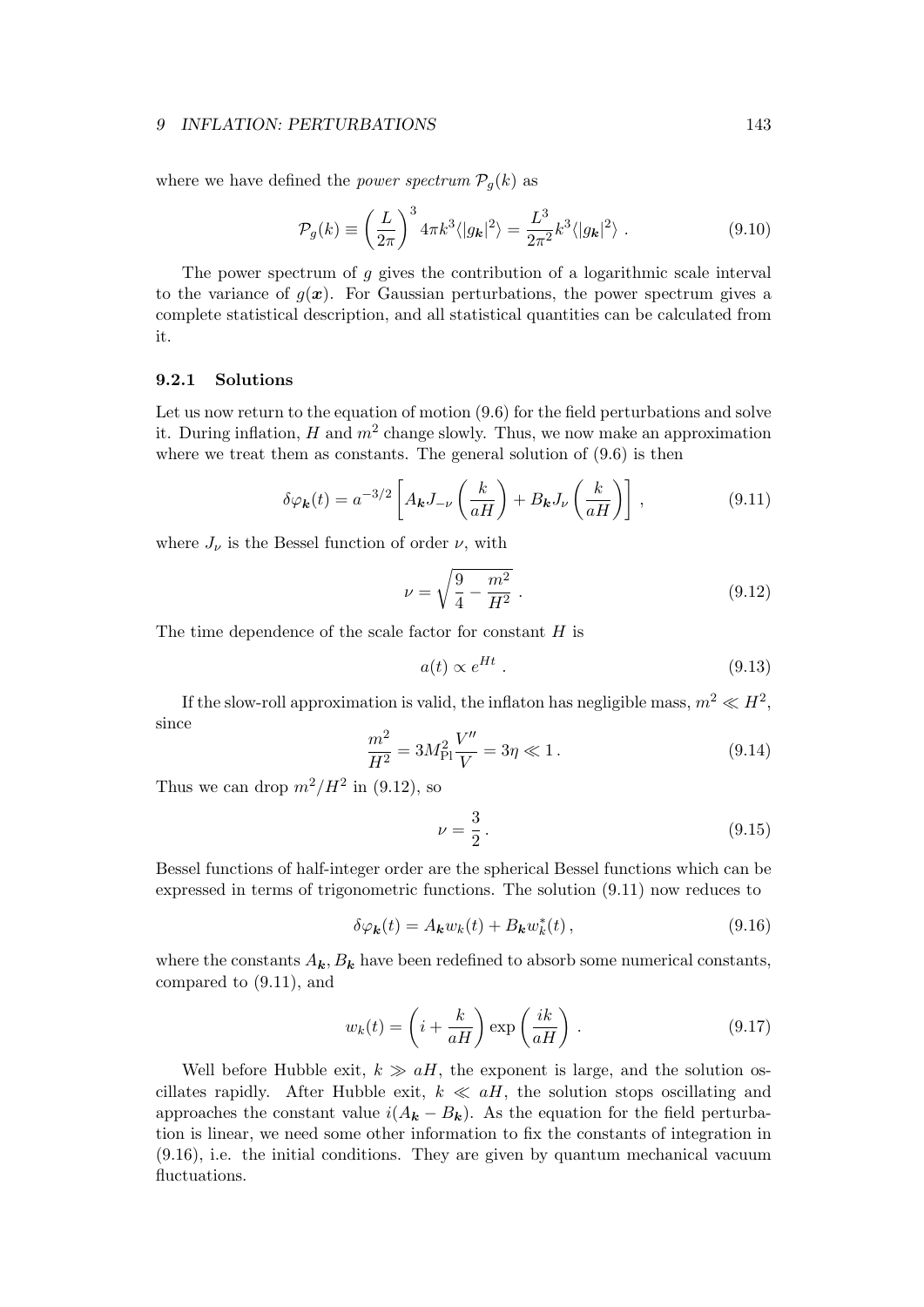where we have defined the *power spectrum* $\mathcal{P}_g(k)$ as

$$\mathcal{P}_g(k) \equiv \left(\frac{L}{2\pi}\right)^3 4\pi k^3 \langle |g_{\boldsymbol{k}}|^2 \rangle = \frac{L^3}{2\pi^2} k^3 \langle |g_{\boldsymbol{k}}|^2 \rangle \,. \tag{9.10}$$

The power spectrum of $g$ gives the contribution of a logarithmic scale interval to the variance of $g(\boldsymbol{x})$. For Gaussian perturbations, the power spectrum gives a complete statistical description, and all statistical quantities can be calculated from it.

### 9.2.1 Solutions

Let us now return to the equation of motion (9.6) for the field perturbations and solve it. During inflation, $H$ and $m^2$ change slowly. Thus, we now make an approximation where we treat them as constants. The general solution of (9.6) is then

$$\delta\varphi_{\boldsymbol{k}}(t) = a^{-3/2} \left[ A_{\boldsymbol{k}} J_{-\nu}\left(\frac{k}{aH}\right) + B_{\boldsymbol{k}} J_{\nu}\left(\frac{k}{aH}\right) \right] \,, \tag{9.11}$$

where $J_\nu$ is the Bessel function of order $\nu$, with

$$\nu = \sqrt{\frac{9}{4} - \frac{m^2}{H^2}} \,. \tag{9.12}$$

The time dependence of the scale factor for constant $H$ is

$$a(t) \propto e^{Ht} \,. \tag{9.13}$$

If the slow-roll approximation is valid, the inflaton has negligible mass, $m^2 \ll H^2$, since

$$\frac{m^2}{H^2} = 3M_{\text{Pl}}^2 \frac{V''}{V} = 3\eta \ll 1 \,. \tag{9.14}$$

Thus we can drop $m^2/H^2$ in (9.12), so

$$\nu = \frac{3}{2} \,. \tag{9.15}$$

Bessel functions of half-integer order are the spherical Bessel functions which can be expressed in terms of trigonometric functions. The solution (9.11) now reduces to

$$\delta\varphi_{\boldsymbol{k}}(t) = A_{\boldsymbol{k}} w_k(t) + B_{\boldsymbol{k}} w_k^*(t) \,, \tag{9.16}$$

where the constants $A_{\boldsymbol{k}}, B_{\boldsymbol{k}}$ have been redefined to absorb some numerical constants, compared to (9.11), and

$$w_k(t) = \left(i + \frac{k}{aH}\right) \exp\left(\frac{ik}{aH}\right) \,. \tag{9.17}$$

Well before Hubble exit, $k \gg aH$, the exponent is large, and the solution oscillates rapidly. After Hubble exit, $k \ll aH$, the solution stops oscillating and approaches the constant value $i(A_{\boldsymbol{k}} - B_{\boldsymbol{k}})$. As the equation for the field perturbation is linear, we need some other information to fix the constants of integration in (9.16), i.e. the initial conditions. They are given by quantum mechanical vacuum fluctuations.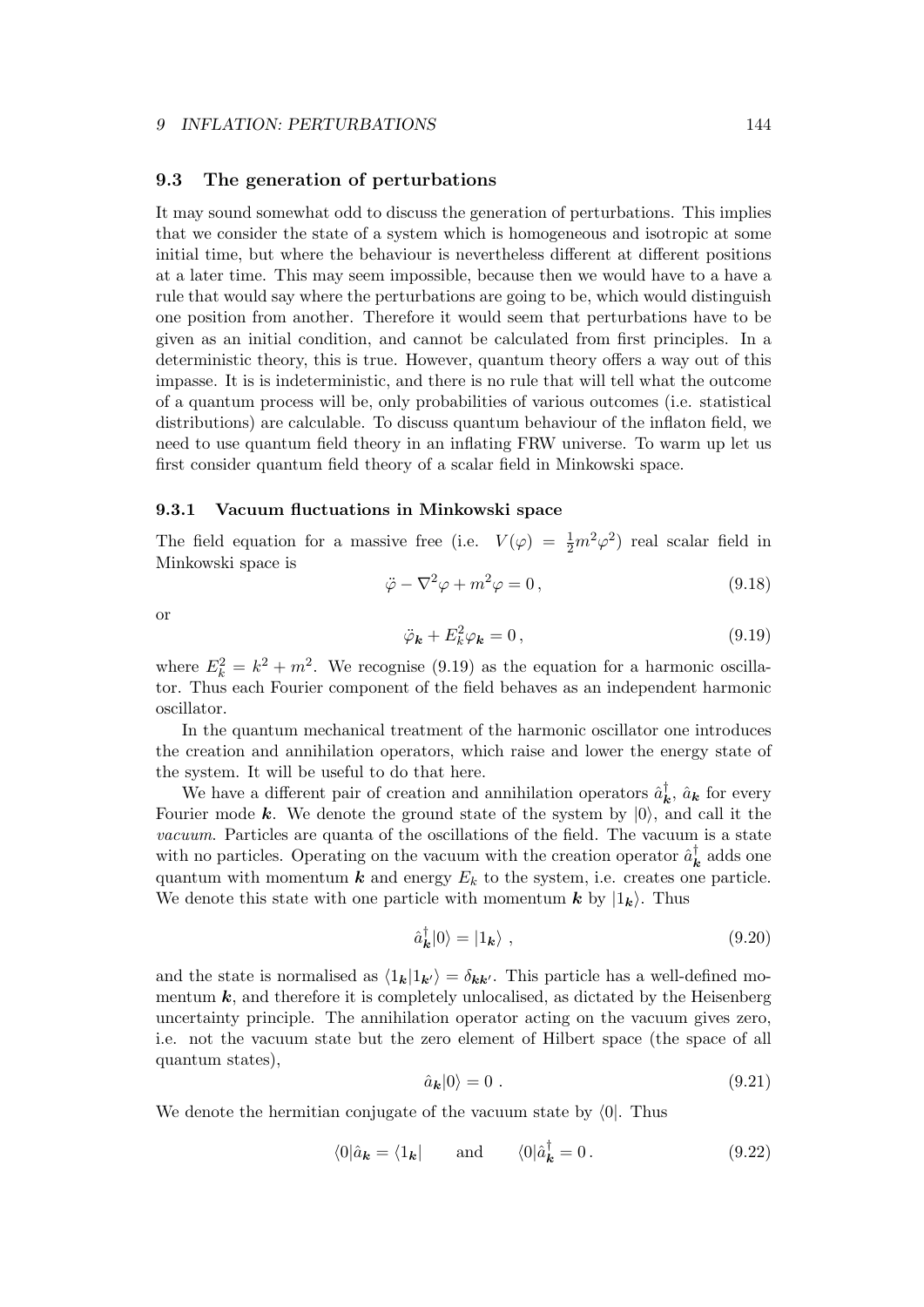## 9.3 The generation of perturbations

It may sound somewhat odd to discuss the generation of perturbations. This implies that we consider the state of a system which is homogeneous and isotropic at some initial time, but where the behaviour is nevertheless different at different positions at a later time. This may seem impossible, because then we would have to a have a rule that would say where the perturbations are going to be, which would distinguish one position from another. Therefore it would seem that perturbations have to be given as an initial condition, and cannot be calculated from first principles. In a deterministic theory, this is true. However, quantum theory offers a way out of this impasse. It is is indeterministic, and there is no rule that will tell what the outcome of a quantum process will be, only probabilities of various outcomes (i.e. statistical distributions) are calculable. To discuss quantum behaviour of the inflaton field, we need to use quantum field theory in an inflating FRW universe. To warm up let us first consider quantum field theory of a scalar field in Minkowski space.

### 9.3.1 Vacuum fluctuations in Minkowski space

The field equation for a massive free (i.e. $V(\varphi) = \frac{1}{2}m^2\varphi^2$) real scalar field in Minkowski space is

$$\ddot{\varphi} - \nabla^2\varphi + m^2\varphi = 0\,, \tag{9.18}$$

or

$$\ddot{\varphi}_{\boldsymbol{k}} + E_k^2\varphi_{\boldsymbol{k}} = 0\,, \tag{9.19}$$

where $E_k^2 = k^2 + m^2$. We recognise (9.19) as the equation for a harmonic oscillator. Thus each Fourier component of the field behaves as an independent harmonic oscillator.

In the quantum mechanical treatment of the harmonic oscillator one introduces the creation and annihilation operators, which raise and lower the energy state of the system. It will be useful to do that here.

We have a different pair of creation and annihilation operators $\hat{a}^\dagger_{\boldsymbol{k}}$, $\hat{a}_{\boldsymbol{k}}$ for every Fourier mode $\boldsymbol{k}$. We denote the ground state of the system by $|0\rangle$, and call it the *vacuum*. Particles are quanta of the oscillations of the field. The vacuum is a state with no particles. Operating on the vacuum with the creation operator $\hat{a}^\dagger_{\boldsymbol{k}}$ adds one quantum with momentum $\boldsymbol{k}$ and energy $E_k$ to the system, i.e. creates one particle. We denote this state with one particle with momentum $\boldsymbol{k}$ by $|1_{\boldsymbol{k}}\rangle$. Thus

$$\hat{a}^\dagger_{\boldsymbol{k}}|0\rangle = |1_{\boldsymbol{k}}\rangle\ , \tag{9.20}$$

and the state is normalised as $\langle 1_{\boldsymbol{k}}|1_{\boldsymbol{k}'}\rangle = \delta_{\boldsymbol{k}\boldsymbol{k}'}$. This particle has a well-defined momentum $\boldsymbol{k}$, and therefore it is completely unlocalised, as dictated by the Heisenberg uncertainty principle. The annihilation operator acting on the vacuum gives zero, i.e. not the vacuum state but the zero element of Hilbert space (the space of all quantum states),

$$\hat{a}_{\boldsymbol{k}}|0\rangle = 0\ . \tag{9.21}$$

We denote the hermitian conjugate of the vacuum state by $\langle 0|$. Thus

$$\langle 0|\hat{a}_{\boldsymbol{k}} = \langle 1_{\boldsymbol{k}}| \qquad \text{and} \qquad \langle 0|\hat{a}^\dagger_{\boldsymbol{k}} = 0\,. \tag{9.22}$$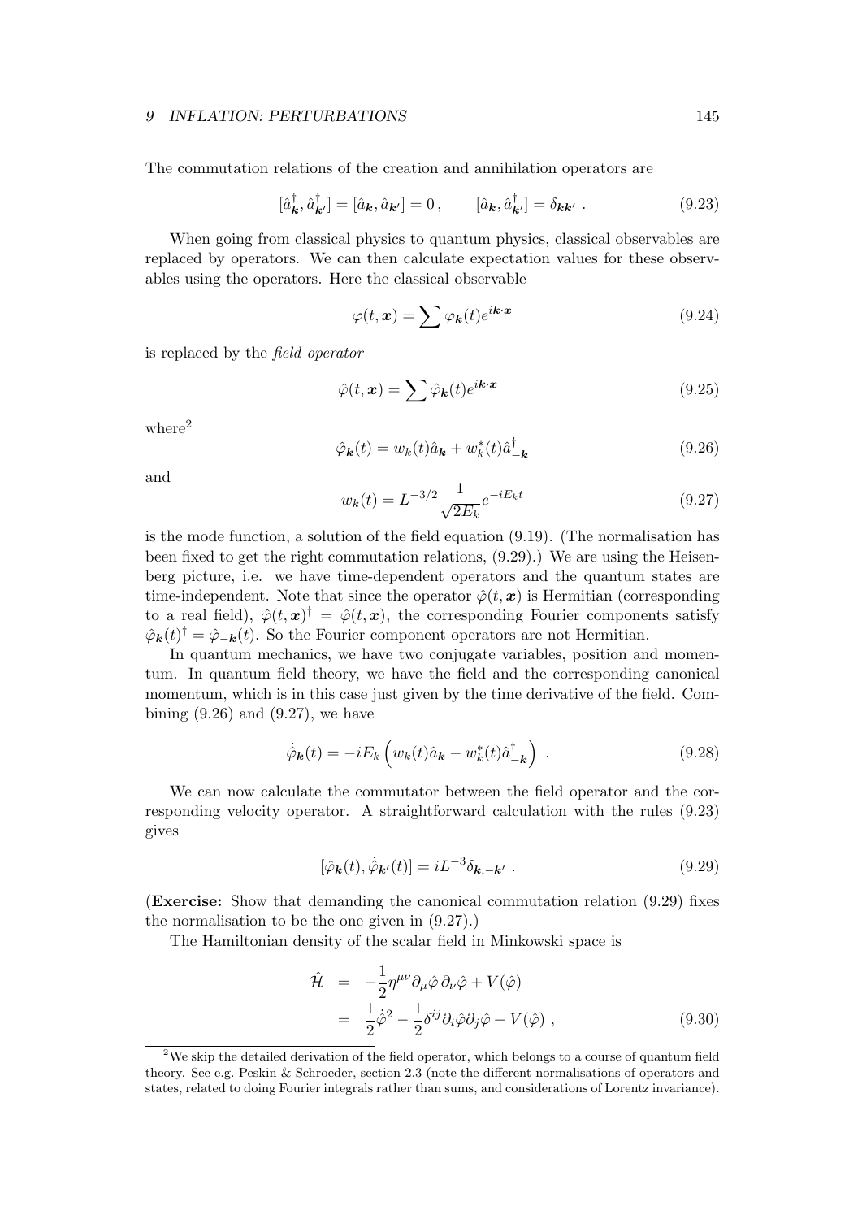The commutation relations of the creation and annihilation operators are

$$[\hat{a}^\dagger_{\boldsymbol{k}}, \hat{a}^\dagger_{\boldsymbol{k}'}] = [\hat{a}_{\boldsymbol{k}}, \hat{a}_{\boldsymbol{k}'}] = 0 \,, \qquad [\hat{a}_{\boldsymbol{k}}, \hat{a}^\dagger_{\boldsymbol{k}'}] = \delta_{\boldsymbol{k}\boldsymbol{k}'} \,. \tag{9.23}$$

When going from classical physics to quantum physics, classical observables are replaced by operators. We can then calculate expectation values for these observables using the operators. Here the classical observable

$$\varphi(t, \boldsymbol{x}) = \sum \varphi_{\boldsymbol{k}}(t) e^{i\boldsymbol{k}\cdot\boldsymbol{x}} \tag{9.24}$$

is replaced by the *field operator*

$$\hat{\varphi}(t, \boldsymbol{x}) = \sum \hat{\varphi}_{\boldsymbol{k}}(t) e^{i\boldsymbol{k}\cdot\boldsymbol{x}} \tag{9.25}$$

where[2]

$$\hat{\varphi}_{\boldsymbol{k}}(t) = w_k(t)\hat{a}_{\boldsymbol{k}} + w_k^*(t)\hat{a}^\dagger_{-\boldsymbol{k}} \tag{9.26}$$

and

$$w_k(t) = L^{-3/2}\frac{1}{\sqrt{2E_k}}e^{-iE_k t} \tag{9.27}$$

is the mode function, a solution of the field equation (9.19). (The normalisation has been fixed to get the right commutation relations, (9.29).) We are using the Heisenberg picture, i.e. we have time-dependent operators and the quantum states are time-independent. Note that since the operator $\hat{\varphi}(t, \boldsymbol{x})$ is Hermitian (corresponding to a real field), $\hat{\varphi}(t, \boldsymbol{x})^\dagger = \hat{\varphi}(t, \boldsymbol{x})$, the corresponding Fourier components satisfy $\hat{\varphi}_{\boldsymbol{k}}(t)^\dagger = \hat{\varphi}_{-\boldsymbol{k}}(t)$. So the Fourier component operators are not Hermitian.

In quantum mechanics, we have two conjugate variables, position and momentum. In quantum field theory, we have the field and the corresponding canonical momentum, which is in this case just given by the time derivative of the field. Combining (9.26) and (9.27), we have

$$\dot{\hat{\varphi}}_{\boldsymbol{k}}(t) = -iE_k\left(w_k(t)\hat{a}_{\boldsymbol{k}} - w_k^*(t)\hat{a}^\dagger_{-\boldsymbol{k}}\right) \,. \tag{9.28}$$

We can now calculate the commutator between the field operator and the corresponding velocity operator. A straightforward calculation with the rules (9.23) gives

$$[\hat{\varphi}_{\boldsymbol{k}}(t), \dot{\hat{\varphi}}_{\boldsymbol{k}'}(t)] = iL^{-3}\delta_{\boldsymbol{k},-\boldsymbol{k}'} \,. \tag{9.29}$$

(**Exercise:** Show that demanding the canonical commutation relation (9.29) fixes the normalisation to be the one given in (9.27).)

The Hamiltonian density of the scalar field in Minkowski space is

$$\begin{aligned}
\hat{\mathcal{H}} &= -\frac{1}{2}\eta^{\mu\nu}\partial_\mu\hat{\varphi}\,\partial_\nu\hat{\varphi} + V(\hat{\varphi}) \\
&= \frac{1}{2}\dot{\hat{\varphi}}^2 - \frac{1}{2}\delta^{ij}\partial_i\hat{\varphi}\partial_j\hat{\varphi} + V(\hat{\varphi}) \,,
\end{aligned} \tag{9.30}$$

[2] We skip the detailed derivation of the field operator, which belongs to a course of quantum field theory. See e.g. Peskin & Schroeder, section 2.3 (note the different normalisations of operators and states, related to doing Fourier integrals rather than sums, and considerations of Lorentz invariance).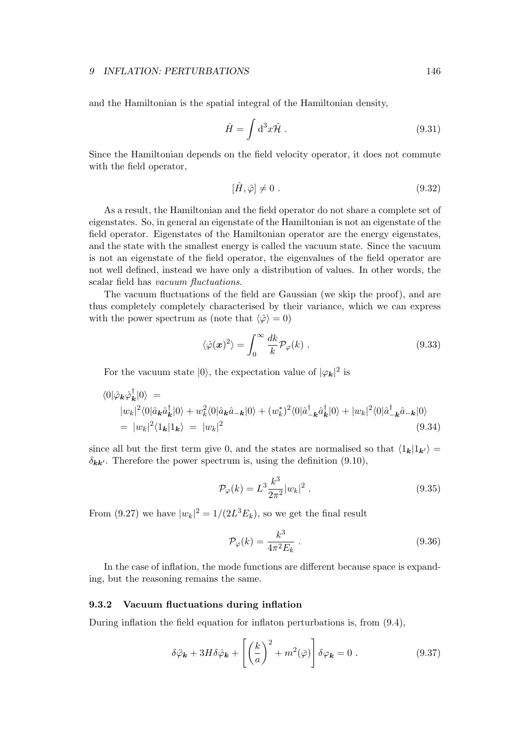and the Hamiltonian is the spatial integral of the Hamiltonian density,

$$\hat{H} = \int \mathrm{d}^3 x \hat{\mathcal{H}} \; . \tag{9.31}$$

Since the Hamiltonian depends on the field velocity operator, it does not commute with the field operator,

$$[\hat{H}, \hat{\varphi}] \neq 0 \; . \tag{9.32}$$

As a result, the Hamiltonian and the field operator do not share a complete set of eigenstates. So, in general an eigenstate of the Hamiltonian is not an eigenstate of the field operator. Eigenstates of the Hamiltonian operator are the energy eigenstates, and the state with the smallest energy is called the vacuum state. Since the vacuum is not an eigenstate of the field operator, the eigenvalues of the field operator are not well defined, instead we have only a distribution of values. In other words, the scalar field has *vacuum fluctuations*.

The vacuum fluctuations of the field are Gaussian (we skip the proof), and are thus completely completely characterised by their variance, which we can express with the power spectrum as (note that $\langle \hat{\varphi} \rangle = 0$)

$$\langle \hat{\varphi}(\boldsymbol{x})^2 \rangle = \int_0^\infty \frac{dk}{k} \mathcal{P}_\varphi(k) \; . \tag{9.33}$$

For the vacuum state $|0\rangle$, the expectation value of $|\varphi_{\boldsymbol{k}}|^2$ is

$$\begin{aligned}
\langle 0|\hat{\varphi}_{\boldsymbol{k}} \hat{\varphi}^\dagger_{\boldsymbol{k}}|0\rangle \; &= \\
& |w_k|^2 \langle 0|\hat{a}_{\boldsymbol{k}} \hat{a}^\dagger_{\boldsymbol{k}}|0\rangle + w_k^2 \langle 0|\hat{a}_{\boldsymbol{k}} \hat{a}_{-\boldsymbol{k}}|0\rangle + (w_k^*)^2 \langle 0|\hat{a}^\dagger_{-\boldsymbol{k}} \hat{a}^\dagger_{\boldsymbol{k}}|0\rangle + |w_k|^2 \langle 0|\hat{a}^\dagger_{-\boldsymbol{k}} \hat{a}_{-\boldsymbol{k}}|0\rangle \\
&= \; |w_k|^2 \langle 1_{\boldsymbol{k}}|1_{\boldsymbol{k}}\rangle \; = \; |w_k|^2
\end{aligned} \tag{9.34}$$

since all but the first term give 0, and the states are normalised so that $\langle 1_{\boldsymbol{k}}|1_{\boldsymbol{k}'}\rangle = \delta_{\boldsymbol{k}\boldsymbol{k}'}$. Therefore the power spectrum is, using the definition (9.10),

$$\mathcal{P}_\varphi(k) = L^3 \frac{k^3}{2\pi^2} |w_k|^2 \; . \tag{9.35}$$

From (9.27) we have $|w_k|^2 = 1/(2L^3 E_k)$, so we get the final result

$$\mathcal{P}_\varphi(k) = \frac{k^3}{4\pi^2 E_k} \; . \tag{9.36}$$

In the case of inflation, the mode functions are different because space is expanding, but the reasoning remains the same.

### 9.3.2 Vacuum fluctuations during inflation

During inflation the field equation for inflaton perturbations is, from (9.4),

$$\delta\ddot{\varphi}_{\boldsymbol{k}} + 3H\delta\dot{\varphi}_{\boldsymbol{k}} + \left[ \left( \frac{k}{a} \right)^2 + m^2(\bar{\varphi}) \right] \delta\varphi_{\boldsymbol{k}} = 0 \; . \tag{9.37}$$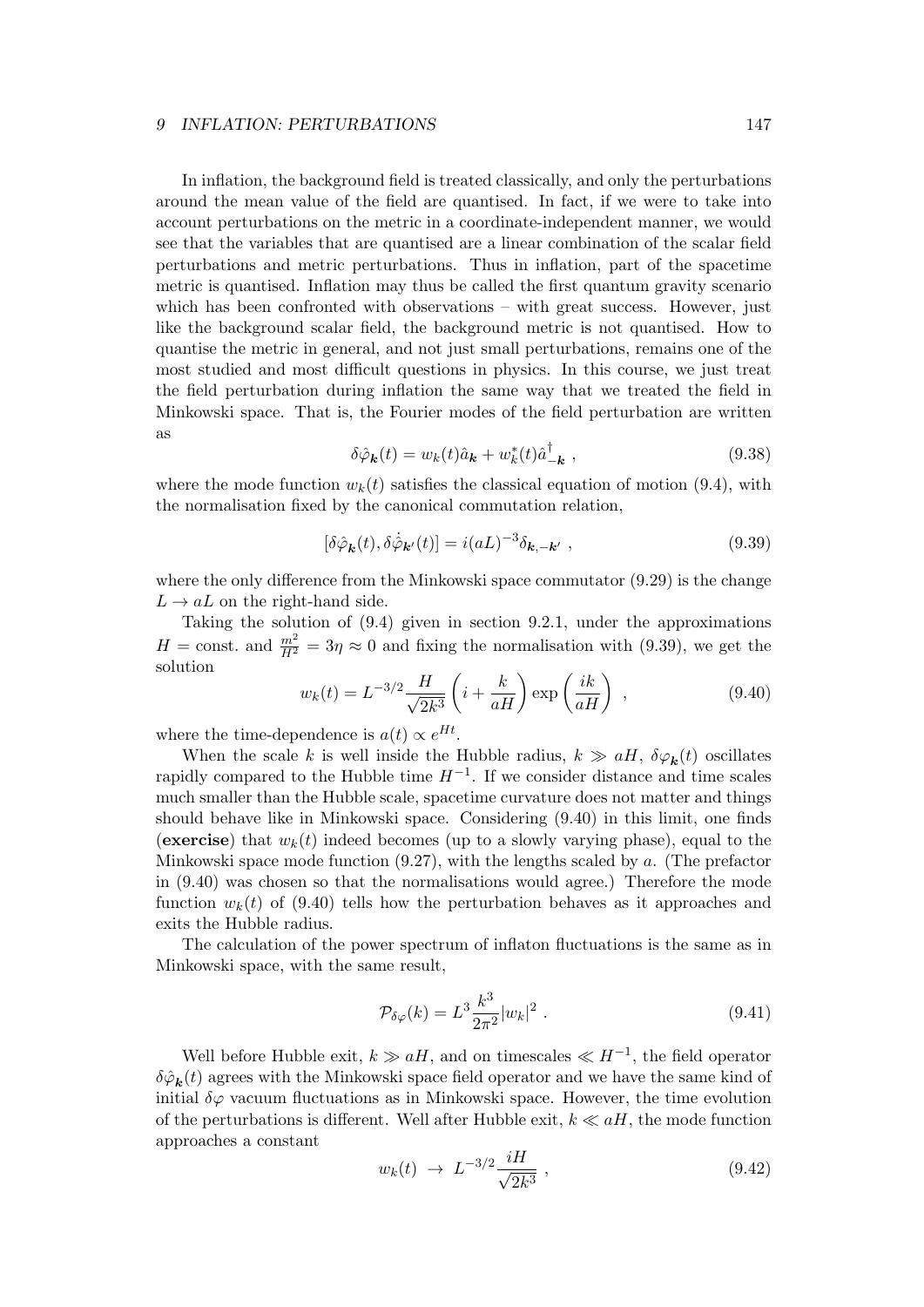In inflation, the background field is treated classically, and only the perturbations around the mean value of the field are quantised. In fact, if we were to take into account perturbations on the metric in a coordinate-independent manner, we would see that the variables that are quantised are a linear combination of the scalar field perturbations and metric perturbations. Thus in inflation, part of the spacetime metric is quantised. Inflation may thus be called the first quantum gravity scenario which has been confronted with observations – with great success. However, just like the background scalar field, the background metric is not quantised. How to quantise the metric in general, and not just small perturbations, remains one of the most studied and most difficult questions in physics. In this course, we just treat the field perturbation during inflation the same way that we treated the field in Minkowski space. That is, the Fourier modes of the field perturbation are written as

$$\delta\hat{\varphi}_{\boldsymbol{k}}(t) = w_k(t)\hat{a}_{\boldsymbol{k}} + w_k^*(t)\hat{a}^\dagger_{-\boldsymbol{k}} \ , \tag{9.38}$$

where the mode function $w_k(t)$ satisfies the classical equation of motion (9.4), with the normalisation fixed by the canonical commutation relation,

$$[\delta\hat{\varphi}_{\boldsymbol{k}}(t), \delta\dot{\hat{\varphi}}_{\boldsymbol{k}'}(t)] = i(aL)^{-3}\delta_{\boldsymbol{k},-\boldsymbol{k}'} \ , \tag{9.39}$$

where the only difference from the Minkowski space commutator (9.29) is the change $L \to aL$ on the right-hand side.

Taking the solution of (9.4) given in section 9.2.1, under the approximations $H = \text{const.}$ and $\frac{m^2}{H^2} = 3\eta \approx 0$ and fixing the normalisation with (9.39), we get the solution

$$w_k(t) = L^{-3/2}\frac{H}{\sqrt{2k^3}}\left(i + \frac{k}{aH}\right)\exp\left(\frac{ik}{aH}\right) \ , \tag{9.40}$$

where the time-dependence is $a(t) \propto e^{Ht}$.

When the scale $k$ is well inside the Hubble radius, $k \gg aH$, $\delta\varphi_{\boldsymbol{k}}(t)$ oscillates rapidly compared to the Hubble time $H^{-1}$. If we consider distance and time scales much smaller than the Hubble scale, spacetime curvature does not matter and things should behave like in Minkowski space. Considering (9.40) in this limit, one finds (**exercise**) that $w_k(t)$ indeed becomes (up to a slowly varying phase), equal to the Minkowski space mode function (9.27), with the lengths scaled by $a$. (The prefactor in (9.40) was chosen so that the normalisations would agree.) Therefore the mode function $w_k(t)$ of (9.40) tells how the perturbation behaves as it approaches and exits the Hubble radius.

The calculation of the power spectrum of inflaton fluctuations is the same as in Minkowski space, with the same result,

$$\mathcal{P}_{\delta\varphi}(k) = L^3\frac{k^3}{2\pi^2}|w_k|^2 \ . \tag{9.41}$$

Well before Hubble exit, $k \gg aH$, and on timescales $\ll H^{-1}$, the field operator $\delta\hat{\varphi}_{\boldsymbol{k}}(t)$ agrees with the Minkowski space field operator and we have the same kind of initial $\delta\varphi$ vacuum fluctuations as in Minkowski space. However, the time evolution of the perturbations is different. Well after Hubble exit, $k \ll aH$, the mode function approaches a constant

$$w_k(t) \ \to \ L^{-3/2}\frac{iH}{\sqrt{2k^3}} \ , \tag{9.42}$$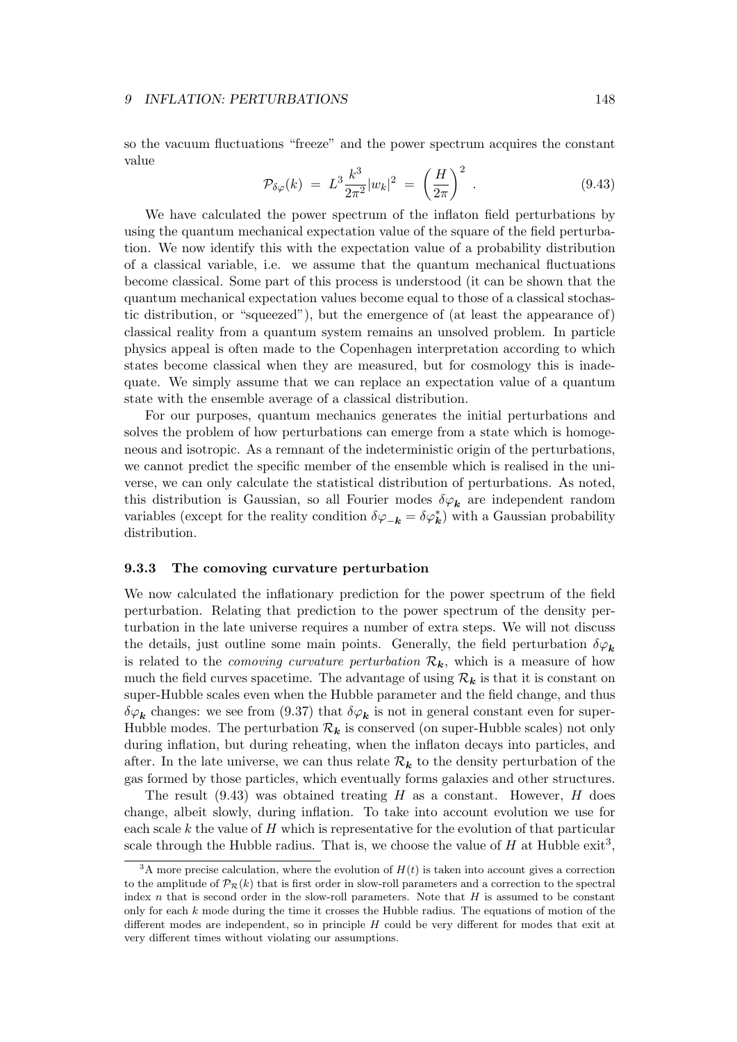so the vacuum fluctuations "freeze" and the power spectrum acquires the constant value

$$\mathcal{P}_{\delta\varphi}(k) \;=\; L^3 \frac{k^3}{2\pi^2}|w_k|^2 \;=\; \left(\frac{H}{2\pi}\right)^2 . \tag{9.43}$$

We have calculated the power spectrum of the inflaton field perturbations by using the quantum mechanical expectation value of the square of the field perturbation. We now identify this with the expectation value of a probability distribution of a classical variable, i.e. we assume that the quantum mechanical fluctuations become classical. Some part of this process is understood (it can be shown that the quantum mechanical expectation values become equal to those of a classical stochastic distribution, or "squeezed"), but the emergence of (at least the appearance of) classical reality from a quantum system remains an unsolved problem. In particle physics appeal is often made to the Copenhagen interpretation according to which states become classical when they are measured, but for cosmology this is inadequate. We simply assume that we can replace an expectation value of a quantum state with the ensemble average of a classical distribution.

For our purposes, quantum mechanics generates the initial perturbations and solves the problem of how perturbations can emerge from a state which is homogeneous and isotropic. As a remnant of the indeterministic origin of the perturbations, we cannot predict the specific member of the ensemble which is realised in the universe, we can only calculate the statistical distribution of perturbations. As noted, this distribution is Gaussian, so all Fourier modes $\delta\varphi_{\boldsymbol{k}}$ are independent random variables (except for the reality condition $\delta\varphi_{-\boldsymbol{k}} = \delta\varphi^*_{\boldsymbol{k}}$) with a Gaussian probability distribution.

### 9.3.3 The comoving curvature perturbation

We now calculated the inflationary prediction for the power spectrum of the field perturbation. Relating that prediction to the power spectrum of the density perturbation in the late universe requires a number of extra steps. We will not discuss the details, just outline some main points. Generally, the field perturbation $\delta\varphi_{\boldsymbol{k}}$ is related to the *comoving curvature perturbation* $\mathcal{R}_{\boldsymbol{k}}$, which is a measure of how much the field curves spacetime. The advantage of using $\mathcal{R}_{\boldsymbol{k}}$ is that it is constant on super-Hubble scales even when the Hubble parameter and the field change, and thus $\delta\varphi_{\boldsymbol{k}}$ changes: we see from (9.37) that $\delta\varphi_{\boldsymbol{k}}$ is not in general constant even for super-Hubble modes. The perturbation $\mathcal{R}_{\boldsymbol{k}}$ is conserved (on super-Hubble scales) not only during inflation, but during reheating, when the inflaton decays into particles, and after. In the late universe, we can thus relate $\mathcal{R}_{\boldsymbol{k}}$ to the density perturbation of the gas formed by those particles, which eventually forms galaxies and other structures.

The result (9.43) was obtained treating $H$ as a constant. However, $H$ does change, albeit slowly, during inflation. To take into account evolution we use for each scale $k$ the value of $H$ which is representative for the evolution of that particular scale through the Hubble radius. That is, we choose the value of $H$ at Hubble exit[3],

[3] A more precise calculation, where the evolution of $H(t)$ is taken into account gives a correction to the amplitude of $\mathcal{P}_{\mathcal{R}}(k)$ that is first order in slow-roll parameters and a correction to the spectral index $n$ that is second order in the slow-roll parameters. Note that $H$ is assumed to be constant only for each $k$ mode during the time it crosses the Hubble radius. The equations of motion of the different modes are independent, so in principle $H$ could be very different for modes that exit at very different times without violating our assumptions.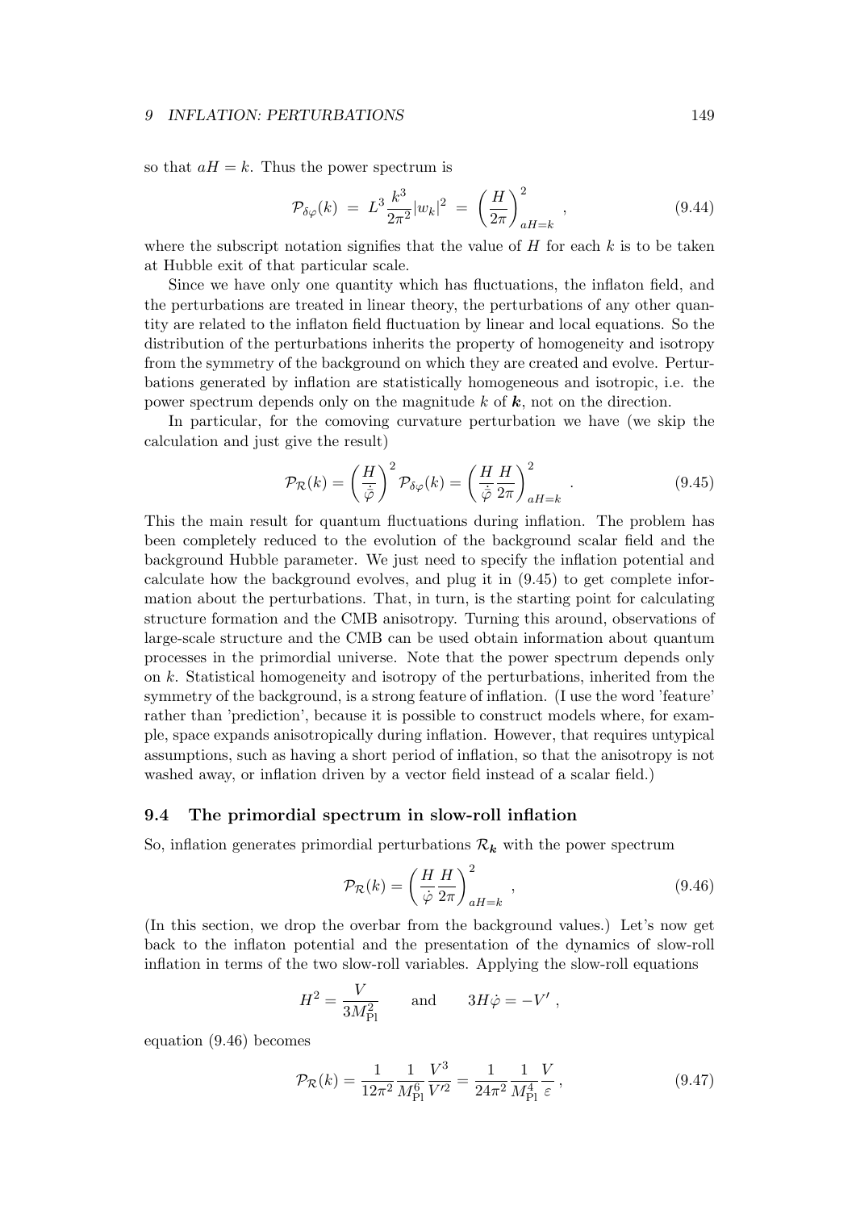so that $aH = k$. Thus the power spectrum is

$$\mathcal{P}_{\delta\varphi}(k) \; = \; L^3 \frac{k^3}{2\pi^2} |w_k|^2 \; = \; \left(\frac{H}{2\pi}\right)^2_{aH=k} , \tag{9.44}$$

where the subscript notation signifies that the value of $H$ for each $k$ is to be taken at Hubble exit of that particular scale.

Since we have only one quantity which has fluctuations, the inflaton field, and the perturbations are treated in linear theory, the perturbations of any other quantity are related to the inflaton field fluctuation by linear and local equations. So the distribution of the perturbations inherits the property of homogeneity and isotropy from the symmetry of the background on which they are created and evolve. Perturbations generated by inflation are statistically homogeneous and isotropic, i.e. the power spectrum depends only on the magnitude $k$ of $\boldsymbol{k}$, not on the direction.

In particular, for the comoving curvature perturbation we have (we skip the calculation and just give the result)

$$\mathcal{P}_{\mathcal{R}}(k) = \left(\frac{H}{\dot{\bar{\varphi}}}\right)^2 \mathcal{P}_{\delta\varphi}(k) = \left(\frac{H}{\dot{\bar{\varphi}}} \frac{H}{2\pi}\right)^2_{aH=k} . \tag{9.45}$$

This the main result for quantum fluctuations during inflation. The problem has been completely reduced to the evolution of the background scalar field and the background Hubble parameter. We just need to specify the inflation potential and calculate how the background evolves, and plug it in (9.45) to get complete information about the perturbations. That, in turn, is the starting point for calculating structure formation and the CMB anisotropy. Turning this around, observations of large-scale structure and the CMB can be used obtain information about quantum processes in the primordial universe. Note that the power spectrum depends only on $k$. Statistical homogeneity and isotropy of the perturbations, inherited from the symmetry of the background, is a strong feature of inflation. (I use the word 'feature' rather than 'prediction', because it is possible to construct models where, for example, space expands anisotropically during inflation. However, that requires untypical assumptions, such as having a short period of inflation, so that the anisotropy is not washed away, or inflation driven by a vector field instead of a scalar field.)

### 9.4 The primordial spectrum in slow-roll inflation

So, inflation generates primordial perturbations $\mathcal{R}_{\boldsymbol{k}}$ with the power spectrum

$$\mathcal{P}_{\mathcal{R}}(k) = \left(\frac{H}{\dot{\varphi}} \frac{H}{2\pi}\right)^2_{aH=k} , \tag{9.46}$$

(In this section, we drop the overbar from the background values.) Let's now get back to the inflaton potential and the presentation of the dynamics of slow-roll inflation in terms of the two slow-roll variables. Applying the slow-roll equations

$$H^2 = \frac{V}{3M_{\rm Pl}^2} \qquad \text{and} \qquad 3H\dot{\varphi} = -V' ,$$

equation (9.46) becomes

$$\mathcal{P}_{\mathcal{R}}(k) = \frac{1}{12\pi^2} \frac{1}{M_{\rm Pl}^6} \frac{V^3}{V'^2} = \frac{1}{24\pi^2} \frac{1}{M_{\rm Pl}^4} \frac{V}{\varepsilon} , \tag{9.47}$$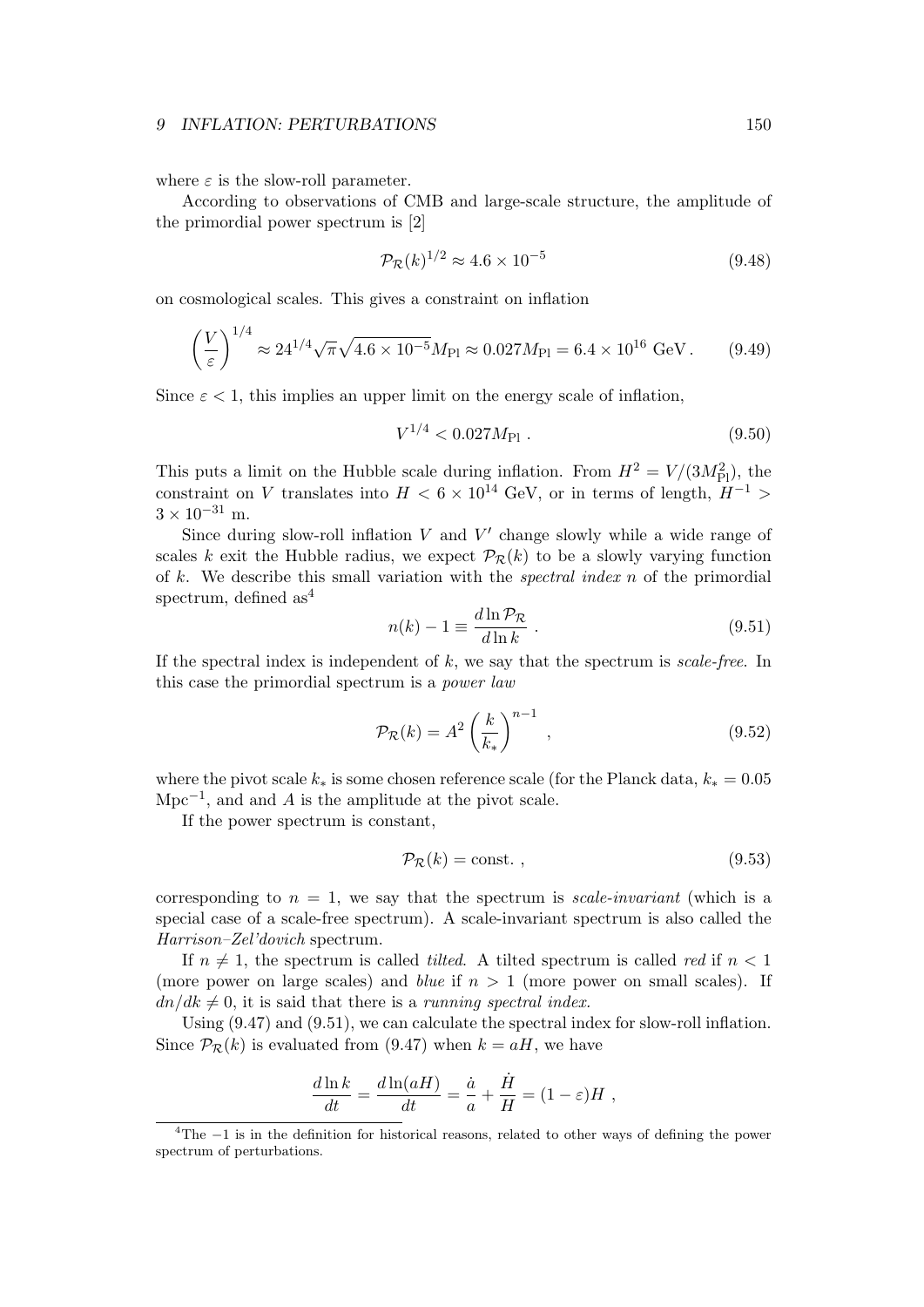where $\varepsilon$ is the slow-roll parameter.

According to observations of CMB and large-scale structure, the amplitude of the primordial power spectrum is [2]

$$\mathcal{P}_\mathcal{R}(k)^{1/2} \approx 4.6 \times 10^{-5} \tag{9.48}$$

on cosmological scales. This gives a constraint on inflation

$$\left(\frac{V}{\varepsilon}\right)^{1/4} \approx 24^{1/4}\sqrt{\pi}\sqrt{4.6\times 10^{-5}}M_{\rm Pl} \approx 0.027 M_{\rm Pl} = 6.4 \times 10^{16}\ \text{GeV}\,. \tag{9.49}$$

Since $\varepsilon < 1$, this implies an upper limit on the energy scale of inflation,

$$V^{1/4} < 0.027 M_{\rm Pl}\ . \tag{9.50}$$

This puts a limit on the Hubble scale during inflation. From $H^2 = V/(3M_{\rm Pl}^2)$, the constraint on $V$ translates into $H < 6 \times 10^{14}$ GeV, or in terms of length, $H^{-1} > 3 \times 10^{-31}$ m.

Since during slow-roll inflation $V$ and $V'$ change slowly while a wide range of scales $k$ exit the Hubble radius, we expect $\mathcal{P}_\mathcal{R}(k)$ to be a slowly varying function of $k$. We describe this small variation with the *spectral index* $n$ of the primordial spectrum, defined as[4]

$$n(k) - 1 \equiv \frac{d\ln \mathcal{P}_\mathcal{R}}{d\ln k}\ . \tag{9.51}$$

If the spectral index is independent of $k$, we say that the spectrum is *scale-free*. In this case the primordial spectrum is a *power law*

$$\mathcal{P}_\mathcal{R}(k) = A^2 \left(\frac{k}{k_*}\right)^{n-1}\ , \tag{9.52}$$

where the pivot scale $k_*$ is some chosen reference scale (for the Planck data, $k_* = 0.05$ Mpc$^{-1}$, and and $A$ is the amplitude at the pivot scale.

If the power spectrum is constant,

$$\mathcal{P}_\mathcal{R}(k) = \text{const.}\ , \tag{9.53}$$

corresponding to $n = 1$, we say that the spectrum is *scale-invariant* (which is a special case of a scale-free spectrum). A scale-invariant spectrum is also called the *Harrison–Zel'dovich* spectrum.

If $n \neq 1$, the spectrum is called *tilted*. A tilted spectrum is called *red* if $n < 1$ (more power on large scales) and *blue* if $n > 1$ (more power on small scales). If $dn/dk \neq 0$, it is said that there is a *running spectral index.*

Using (9.47) and (9.51), we can calculate the spectral index for slow-roll inflation. Since $\mathcal{P}_\mathcal{R}(k)$ is evaluated from (9.47) when $k = aH$, we have

$$\frac{d\ln k}{dt} = \frac{d\ln(aH)}{dt} = \frac{\dot{a}}{a} + \frac{\dot{H}}{H} = (1-\varepsilon)H\ ,$$

[4] The $-1$ is in the definition for historical reasons, related to other ways of defining the power spectrum of perturbations.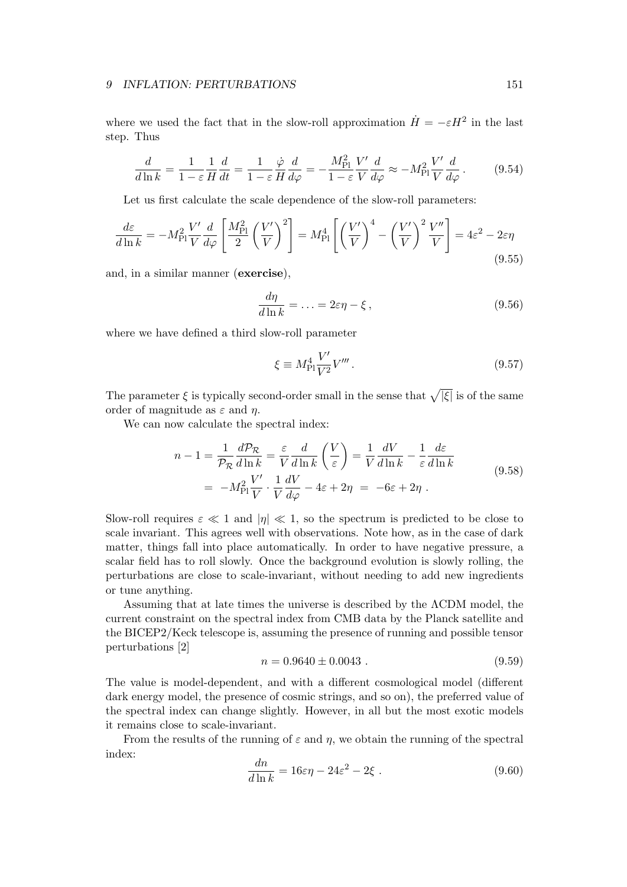where we used the fact that in the slow-roll approximation $\dot{H} = -\varepsilon H^2$ in the last step. Thus

$$\frac{d}{d\ln k} = \frac{1}{1-\varepsilon}\frac{1}{H}\frac{d}{dt} = \frac{1}{1-\varepsilon}\frac{\dot{\varphi}}{H}\frac{d}{d\varphi} = -\frac{M_{\rm Pl}^2}{1-\varepsilon}\frac{V'}{V}\frac{d}{d\varphi} \approx -M_{\rm Pl}^2\frac{V'}{V}\frac{d}{d\varphi}\,. \tag{9.54}$$

Let us first calculate the scale dependence of the slow-roll parameters:

$$\frac{d\varepsilon}{d\ln k} = -M_{\rm Pl}^2\frac{V'}{V}\frac{d}{d\varphi}\left[\frac{M_{\rm Pl}^2}{2}\left(\frac{V'}{V}\right)^2\right] = M_{\rm Pl}^4\left[\left(\frac{V'}{V}\right)^4 - \left(\frac{V'}{V}\right)^2\frac{V''}{V}\right] = 4\varepsilon^2 - 2\varepsilon\eta \tag{9.55}$$

and, in a similar manner (**exercise**),

$$\frac{d\eta}{d\ln k} = \ldots = 2\varepsilon\eta - \xi\,, \tag{9.56}$$

where we have defined a third slow-roll parameter

$$\xi \equiv M_{\rm Pl}^4\frac{V'}{V^2}V'''\,. \tag{9.57}$$

The parameter $\xi$ is typically second-order small in the sense that $\sqrt{|\xi|}$ is of the same order of magnitude as $\varepsilon$ and $\eta$.

We can now calculate the spectral index:

$$\begin{aligned} n - 1 &= \frac{1}{\mathcal{P}_\mathcal{R}}\frac{d\mathcal{P}_\mathcal{R}}{d\ln k} = \frac{\varepsilon}{V}\frac{d}{d\ln k}\left(\frac{V}{\varepsilon}\right) = \frac{1}{V}\frac{dV}{d\ln k} - \frac{1}{\varepsilon}\frac{d\varepsilon}{d\ln k} \\ &= -M_{\rm Pl}^2\frac{V'}{V}\cdot\frac{1}{V}\frac{dV}{d\varphi} - 4\varepsilon + 2\eta \;=\; -6\varepsilon + 2\eta\,. \end{aligned} \tag{9.58}$$

Slow-roll requires $\varepsilon \ll 1$ and $|\eta| \ll 1$, so the spectrum is predicted to be close to scale invariant. This agrees well with observations. Note how, as in the case of dark matter, things fall into place automatically. In order to have negative pressure, a scalar field has to roll slowly. Once the background evolution is slowly rolling, the perturbations are close to scale-invariant, without needing to add new ingredients or tune anything.

Assuming that at late times the universe is described by the ΛCDM model, the current constraint on the spectral index from CMB data by the Planck satellite and the BICEP2/Keck telescope is, assuming the presence of running and possible tensor perturbations [2]

$$n = 0.9640 \pm 0.0043\,. \tag{9.59}$$

The value is model-dependent, and with a different cosmological model (different dark energy model, the presence of cosmic strings, and so on), the preferred value of the spectral index can change slightly. However, in all but the most exotic models it remains close to scale-invariant.

From the results of the running of $\varepsilon$ and $\eta$, we obtain the running of the spectral index:

$$\frac{dn}{d\ln k} = 16\varepsilon\eta - 24\varepsilon^2 - 2\xi\,. \tag{9.60}$$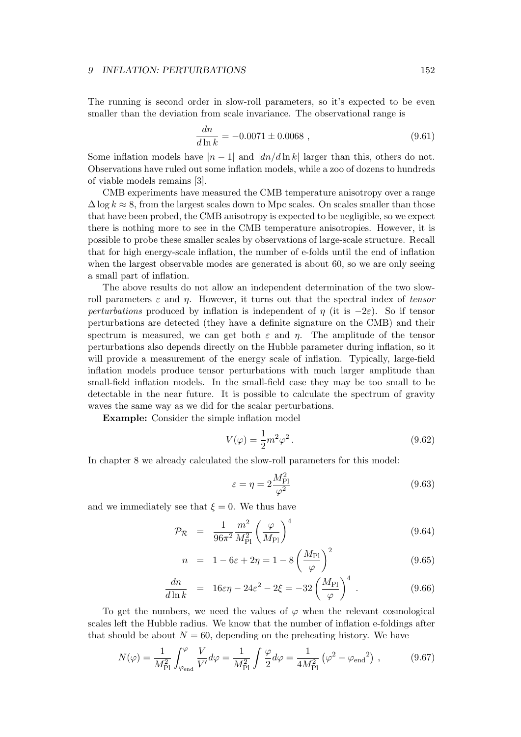The running is second order in slow-roll parameters, so it's expected to be even smaller than the deviation from scale invariance. The observational range is

$$\frac{dn}{d\ln k} = -0.0071 \pm 0.0068 \ , \tag{9.61}$$

Some inflation models have $|n-1|$ and $|dn/d\ln k|$ larger than this, others do not. Observations have ruled out some inflation models, while a zoo of dozens to hundreds of viable models remains [3].

CMB experiments have measured the CMB temperature anisotropy over a range $\Delta \log k \approx 8$, from the largest scales down to Mpc scales. On scales smaller than those that have been probed, the CMB anisotropy is expected to be negligible, so we expect there is nothing more to see in the CMB temperature anisotropies. However, it is possible to probe these smaller scales by observations of large-scale structure. Recall that for high energy-scale inflation, the number of e-folds until the end of inflation when the largest observable modes are generated is about 60, so we are only seeing a small part of inflation.

The above results do not allow an independent determination of the two slow-roll parameters $\varepsilon$ and $\eta$. However, it turns out that the spectral index of *tensor perturbations* produced by inflation is independent of $\eta$ (it is $-2\varepsilon$). So if tensor perturbations are detected (they have a definite signature on the CMB) and their spectrum is measured, we can get both $\varepsilon$ and $\eta$. The amplitude of the tensor perturbations also depends directly on the Hubble parameter during inflation, so it will provide a measurement of the energy scale of inflation. Typically, large-field inflation models produce tensor perturbations with much larger amplitude than small-field inflation models. In the small-field case they may be too small to be detectable in the near future. It is possible to calculate the spectrum of gravity waves the same way as we did for the scalar perturbations.

**Example:** Consider the simple inflation model

$$V(\varphi) = \frac{1}{2}m^2\varphi^2 \, . \tag{9.62}$$

In chapter 8 we already calculated the slow-roll parameters for this model:

$$\varepsilon = \eta = 2\frac{M_{\rm Pl}^2}{\varphi^2} \tag{9.63}$$

and we immediately see that $\xi = 0$. We thus have

$$\mathcal{P}_{\mathcal{R}} = \frac{1}{96\pi^2}\frac{m^2}{M_{\rm Pl}^2}\left(\frac{\varphi}{M_{\rm Pl}}\right)^4 \tag{9.64}$$

$$n = 1 - 6\varepsilon + 2\eta = 1 - 8\left(\frac{M_{\rm Pl}}{\varphi}\right)^2 \tag{9.65}$$

$$\frac{dn}{d\ln k} = 16\varepsilon\eta - 24\varepsilon^2 - 2\xi = -32\left(\frac{M_{\rm Pl}}{\varphi}\right)^4 \, . \tag{9.66}$$

To get the numbers, we need the values of $\varphi$ when the relevant cosmological scales left the Hubble radius. We know that the number of inflation e-foldings after that should be about $N = 60$, depending on the preheating history. We have

$$N(\varphi) = \frac{1}{M_{\rm Pl}^2}\int_{\varphi_{\rm end}}^{\varphi}\frac{V}{V'}d\varphi = \frac{1}{M_{\rm Pl}^2}\int\frac{\varphi}{2}d\varphi = \frac{1}{4M_{\rm Pl}^2}\left(\varphi^2 - {\varphi_{\rm end}}^2\right) \, , \tag{9.67}$$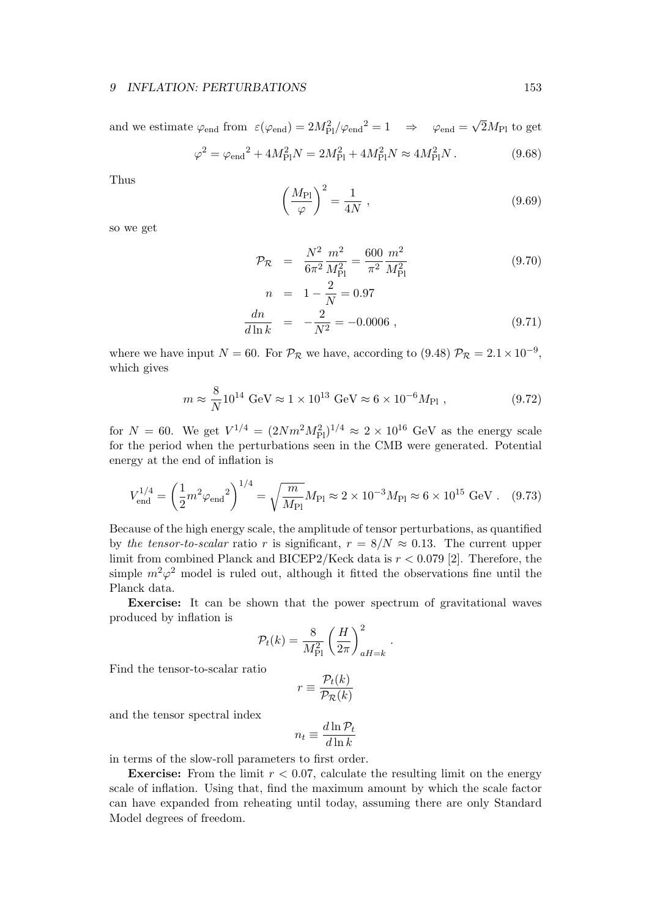and we estimate $\varphi_{\rm end}$ from $\varepsilon(\varphi_{\rm end}) = 2M_{\rm Pl}^2/{\varphi_{\rm end}}^2 = 1 \quad \Rightarrow \quad \varphi_{\rm end} = \sqrt{2}M_{\rm Pl}$ to get

$$\varphi^2 = {\varphi_{\rm end}}^2 + 4M_{\rm Pl}^2 N = 2M_{\rm Pl}^2 + 4M_{\rm Pl}^2 N \approx 4M_{\rm Pl}^2 N \,. \tag{9.68}$$

Thus

$$\left(\frac{M_{\rm Pl}}{\varphi}\right)^2 = \frac{1}{4N} \,, \tag{9.69}$$

so we get

$$\mathcal{P}_{\mathcal{R}} = \frac{N^2}{6\pi^2}\frac{m^2}{M_{\rm Pl}^2} = \frac{600}{\pi^2}\frac{m^2}{M_{\rm Pl}^2} \tag{9.70}$$

$$n = 1 - \frac{2}{N} = 0.97$$

$$\frac{dn}{d\ln k} = -\frac{2}{N^2} = -0.0006 \,, \tag{9.71}$$

where we have input $N = 60$. For $\mathcal{P}_{\mathcal{R}}$ we have, according to (9.48) $\mathcal{P}_{\mathcal{R}} = 2.1 \times 10^{-9}$, which gives

$$m \approx \frac{8}{N} 10^{14} \text{ GeV} \approx 1 \times 10^{13} \text{ GeV} \approx 6 \times 10^{-6} M_{\rm Pl} \,, \tag{9.72}$$

for $N = 60$. We get $V^{1/4} = (2Nm^2M_{\rm Pl}^2)^{1/4} \approx 2 \times 10^{16}$ GeV as the energy scale for the period when the perturbations seen in the CMB were generated. Potential energy at the end of inflation is

$$V_{\rm end}^{1/4} = \left(\frac{1}{2}m^2{\varphi_{\rm end}}^2\right)^{1/4} = \sqrt{\frac{m}{M_{\rm Pl}}}M_{\rm Pl} \approx 2 \times 10^{-3} M_{\rm Pl} \approx 6 \times 10^{15} \text{ GeV} \,. \tag{9.73}$$

Because of the high energy scale, the amplitude of tensor perturbations, as quantified by *the tensor-to-scalar* ratio $r$ is significant, $r = 8/N \approx 0.13$. The current upper limit from combined Planck and BICEP2/Keck data is $r < 0.079$ [2]. Therefore, the simple $m^2\varphi^2$ model is ruled out, although it fitted the observations fine until the Planck data.

**Exercise:** It can be shown that the power spectrum of gravitational waves produced by inflation is

$$\mathcal{P}_t(k) = \frac{8}{M_{\rm Pl}^2}\left(\frac{H}{2\pi}\right)^2_{aH=k} .$$

Find the tensor-to-scalar ratio

$$r \equiv \frac{\mathcal{P}_t(k)}{\mathcal{P}_{\mathcal{R}}(k)}$$

and the tensor spectral index

$$n_t \equiv \frac{d\ln \mathcal{P}_t}{d\ln k}$$

in terms of the slow-roll parameters to first order.

**Exercise:** From the limit $r < 0.07$, calculate the resulting limit on the energy scale of inflation. Using that, find the maximum amount by which the scale factor can have expanded from reheating until today, assuming there are only Standard Model degrees of freedom.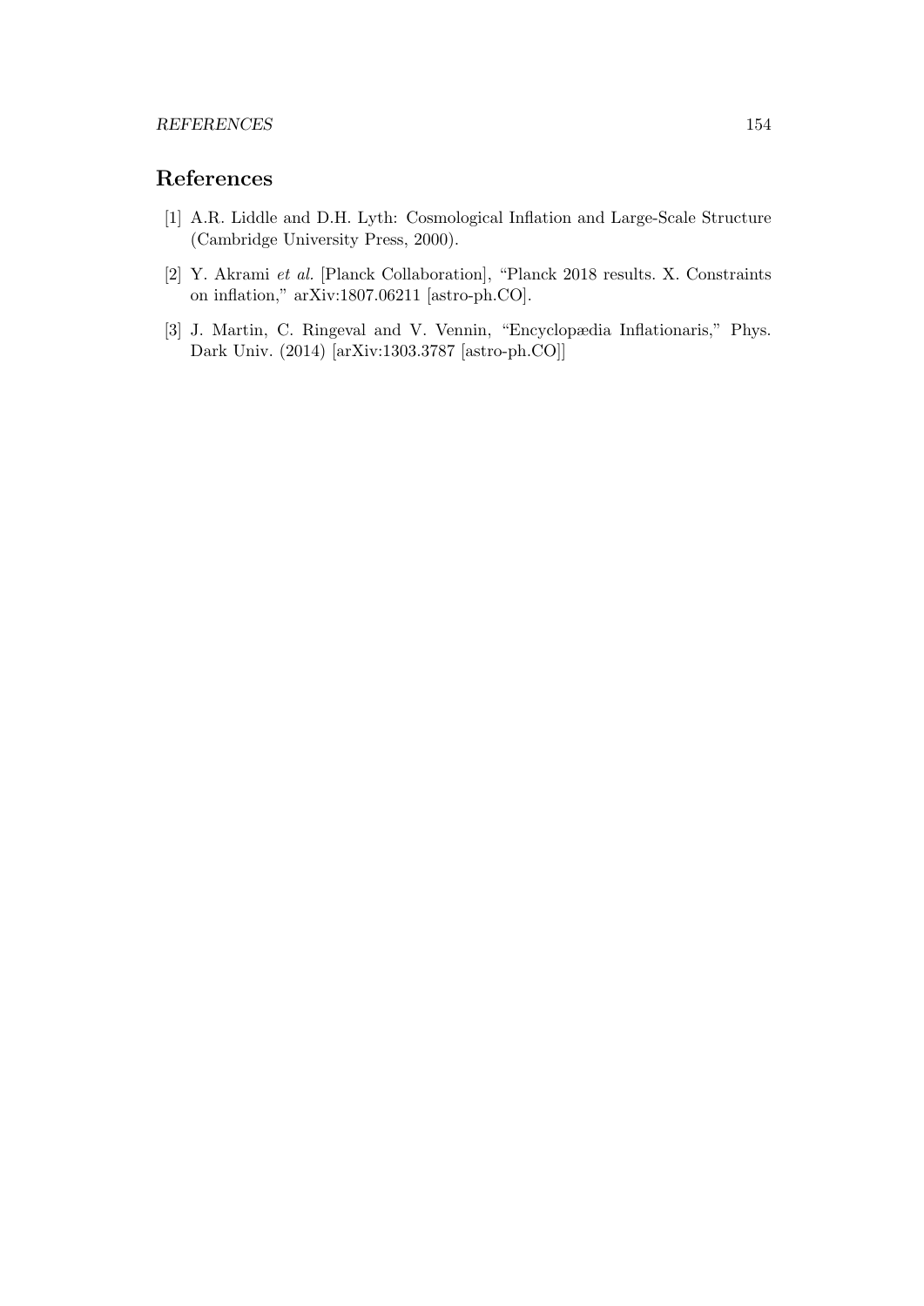# References

[1] A.R. Liddle and D.H. Lyth: Cosmological Inflation and Large-Scale Structure (Cambridge University Press, 2000).

[2] Y. Akrami *et al.* [Planck Collaboration], "Planck 2018 results. X. Constraints on inflation," arXiv:1807.06211 [astro-ph.CO].

[3] J. Martin, C. Ringeval and V. Vennin, "Encyclopædia Inflationaris," Phys. Dark Univ. (2014) [arXiv:1303.3787 [astro-ph.CO]]